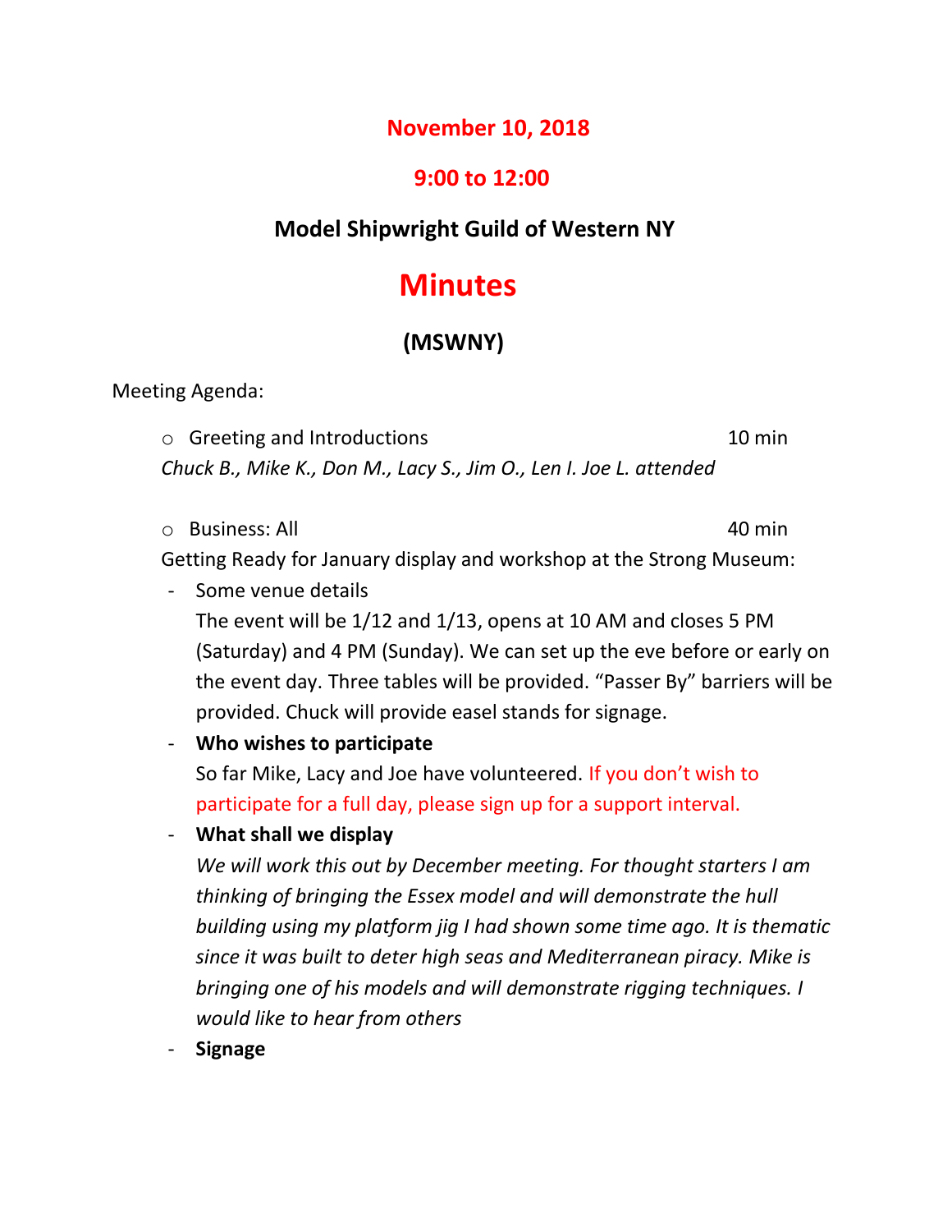## November 10, 2018

## 9:00 to 12:00

### Model Shipwright Guild of Western NY

# Minutes

### (MSWNY)

Meeting Agenda:

- Greeting and Introductions 10 min

  *Chuck B., Mike K., Don M., Lacy S., Jim O., Len I. Joe L. attended*

- Business: All 40 min

  Getting Ready for January display and workshop at the Strong Museum:

  - Some venue details

    The event will be 1/12 and 1/13, opens at 10 AM and closes 5 PM (Saturday) and 4 PM (Sunday). We can set up the eve before or early on the event day. Three tables will be provided. "Passer By" barriers will be provided. Chuck will provide easel stands for signage.

  - **Who wishes to participate**

    So far Mike, Lacy and Joe have volunteered. If you don't wish to participate for a full day, please sign up for a support interval.

  - **What shall we display**

    *We will work this out by December meeting. For thought starters I am thinking of bringing the Essex model and will demonstrate the hull building using my platform jig I had shown some time ago. It is thematic since it was built to deter high seas and Mediterranean piracy. Mike is bringing one of his models and will demonstrate rigging techniques. I would like to hear from others*

  - **Signage**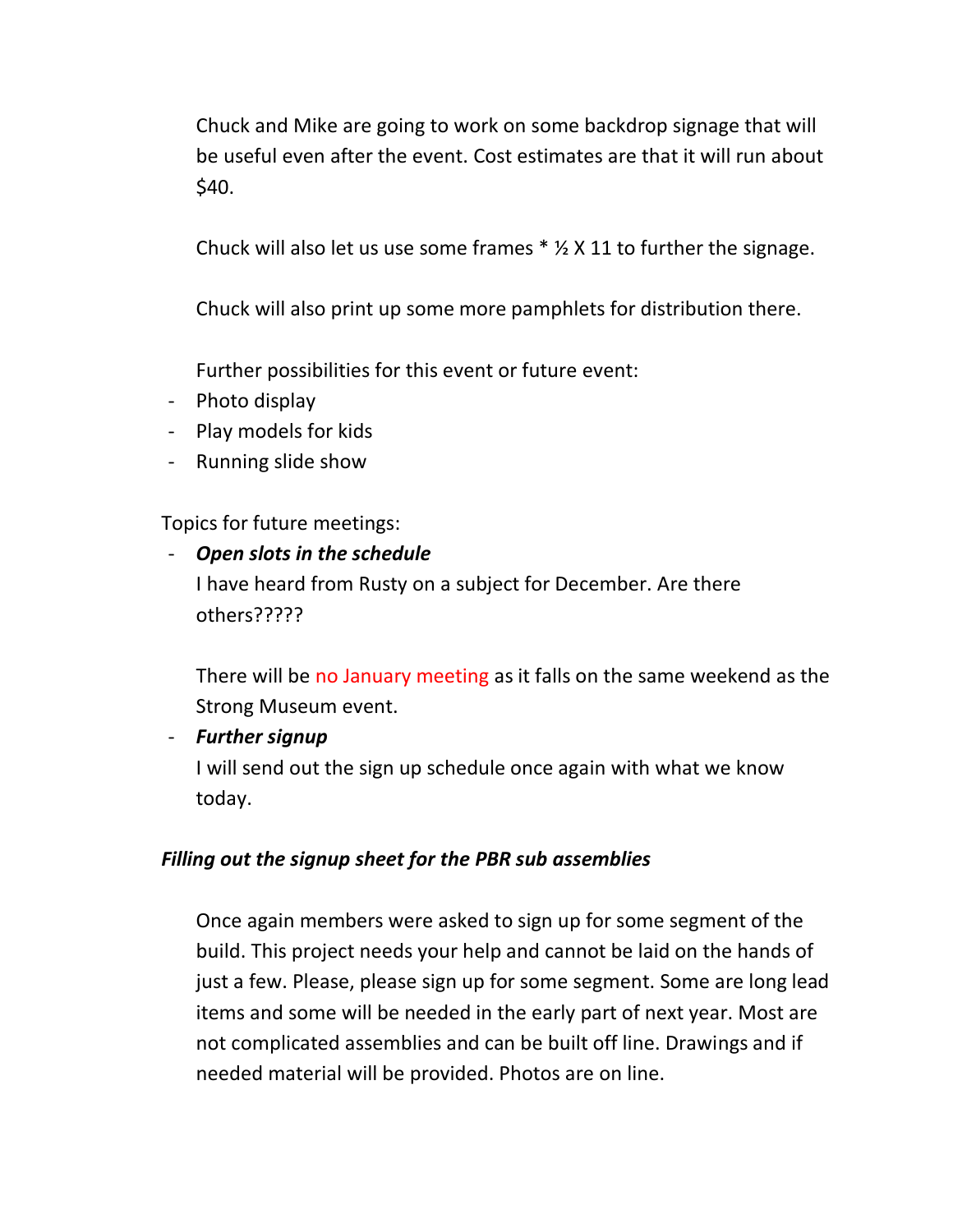Chuck and Mike are going to work on some backdrop signage that will be useful even after the event. Cost estimates are that it will run about $40.

Chuck will also let us use some frames * ½ X 11 to further the signage.

Chuck will also print up some more pamphlets for distribution there.

Further possibilities for this event or future event:

- Photo display
- Play models for kids
- Running slide show

Topics for future meetings:

- ***Open slots in the schedule***

  I have heard from Rusty on a subject for December. Are there others?????

  There will be no January meeting as it falls on the same weekend as the Strong Museum event.

- ***Further signup***

  I will send out the sign up schedule once again with what we know today.

***Filling out the signup sheet for the PBR sub assemblies***

Once again members were asked to sign up for some segment of the build. This project needs your help and cannot be laid on the hands of just a few. Please, please sign up for some segment. Some are long lead items and some will be needed in the early part of next year. Most are not complicated assemblies and can be built off line. Drawings and if needed material will be provided. Photos are on line.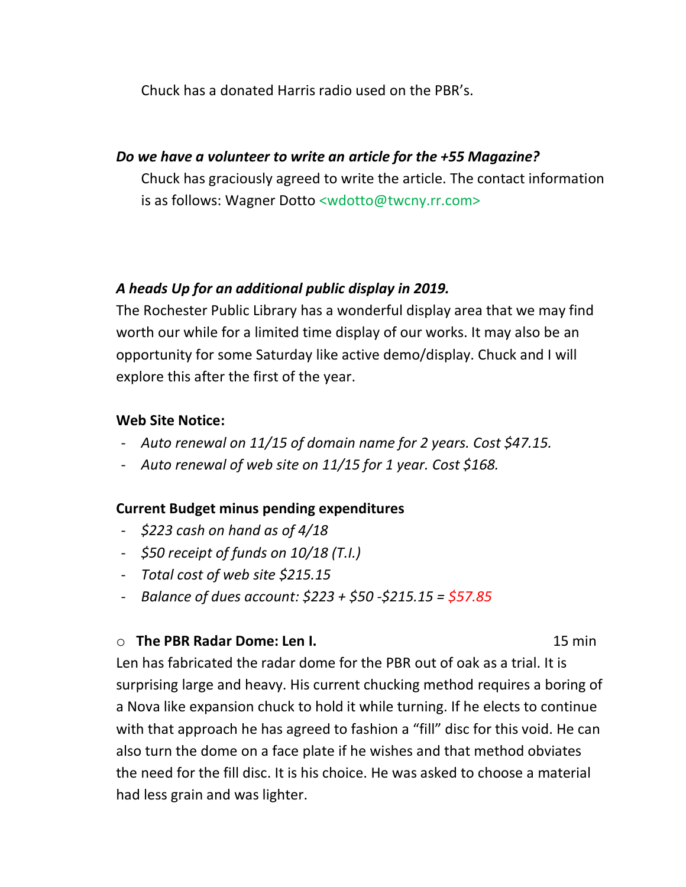Chuck has a donated Harris radio used on the PBR's.

***Do we have a volunteer to write an article for the +55 Magazine?***

Chuck has graciously agreed to write the article. The contact information is as follows: Wagner Dotto <wdotto@twcny.rr.com>

***A heads Up for an additional public display in 2019.***

The Rochester Public Library has a wonderful display area that we may find worth our while for a limited time display of our works. It may also be an opportunity for some Saturday like active demo/display. Chuck and I will explore this after the first of the year.

**Web Site Notice:**

- *Auto renewal on 11/15 of domain name for 2 years. Cost $47.15.*
- *Auto renewal of web site on 11/15 for 1 year. Cost $168.*

**Current Budget minus pending expenditures**

- *$223 cash on hand as of 4/18*
- *$50 receipt of funds on 10/18 (T.I.)*
- *Total cost of web site $215.15*
- *Balance of dues account: $223 + $50 -$215.15 = $57.85*

- **The PBR Radar Dome: Len I.** 15 min

Len has fabricated the radar dome for the PBR out of oak as a trial. It is surprising large and heavy. His current chucking method requires a boring of a Nova like expansion chuck to hold it while turning. If he elects to continue with that approach he has agreed to fashion a "fill" disc for this void. He can also turn the dome on a face plate if he wishes and that method obviates the need for the fill disc. It is his choice. He was asked to choose a material had less grain and was lighter.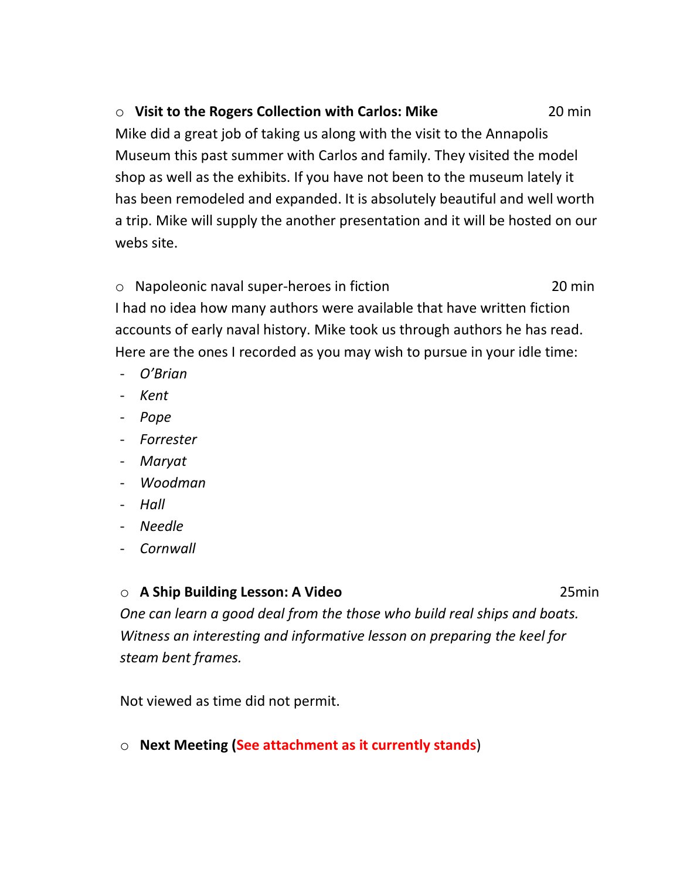- **Visit to the Rogers Collection with Carlos: Mike** 20 min

Mike did a great job of taking us along with the visit to the Annapolis Museum this past summer with Carlos and family. They visited the model shop as well as the exhibits. If you have not been to the museum lately it has been remodeled and expanded. It is absolutely beautiful and well worth a trip. Mike will supply the another presentation and it will be hosted on our webs site.

- Napoleonic naval super-heroes in fiction 20 min

I had no idea how many authors were available that have written fiction accounts of early naval history. Mike took us through authors he has read. Here are the ones I recorded as you may wish to pursue in your idle time:

- *O'Brian*
- *Kent*
- *Pope*
- *Forrester*
- *Maryat*
- *Woodman*
- *Hall*
- *Needle*
- *Cornwall*

- **A Ship Building Lesson: A Video** 25min

*One can learn a good deal from the those who build real ships and boats. Witness an interesting and informative lesson on preparing the keel for steam bent frames.*

Not viewed as time did not permit.

- **Next Meeting (See attachment as it currently stands)**